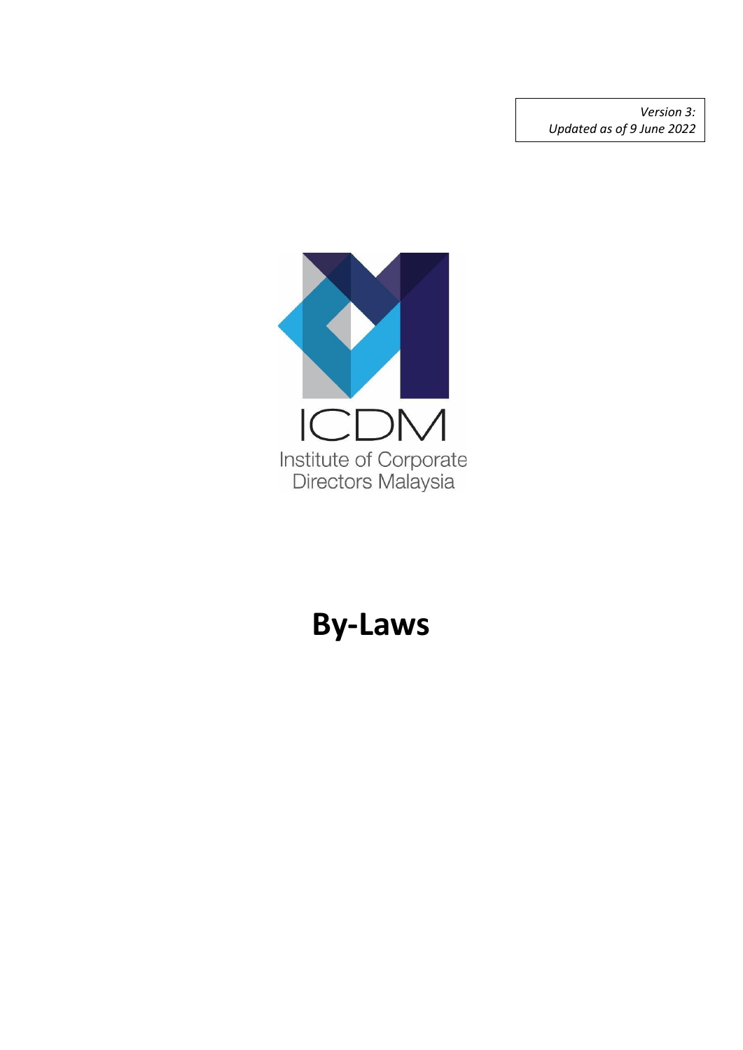*Version 3:*
*Updated as of 9 June 2022*

ICDM
Institute of Corporate Directors Malaysia

# By-Laws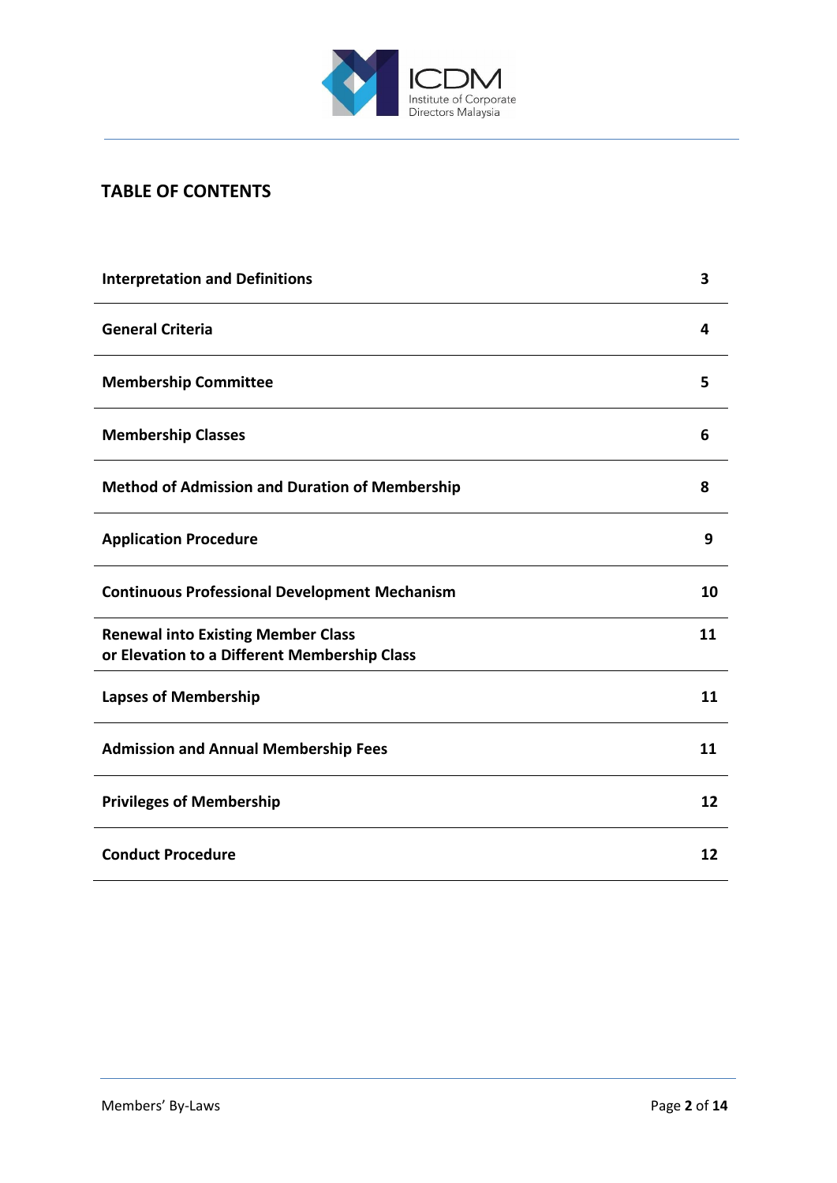## TABLE OF CONTENTS

| | |
|---|---|
| **Interpretation and Definitions** | **3** |
| **General Criteria** | **4** |
| **Membership Committee** | **5** |
| **Membership Classes** | **6** |
| **Method of Admission and Duration of Membership** | **8** |
| **Application Procedure** | **9** |
| **Continuous Professional Development Mechanism** | **10** |
| **Renewal into Existing Member Class or Elevation to a Different Membership Class** | **11** |
| **Lapses of Membership** | **11** |
| **Admission and Annual Membership Fees** | **11** |
| **Privileges of Membership** | **12** |
| **Conduct Procedure** | **12** |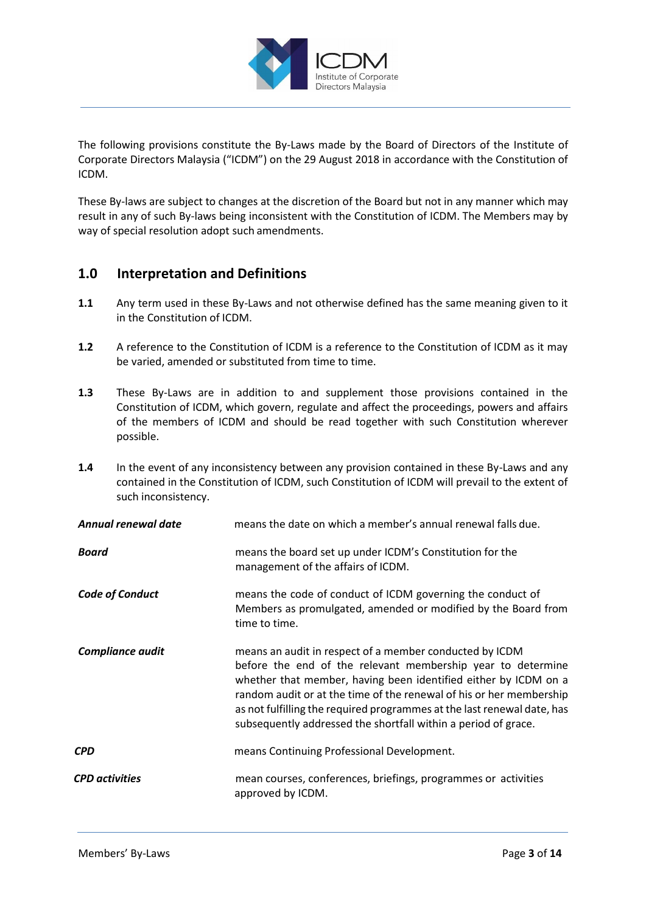The following provisions constitute the By-Laws made by the Board of Directors of the Institute of Corporate Directors Malaysia ("ICDM") on the 29 August 2018 in accordance with the Constitution of ICDM.

These By-laws are subject to changes at the discretion of the Board but not in any manner which may result in any of such By-laws being inconsistent with the Constitution of ICDM. The Members may by way of special resolution adopt such amendments.

## 1.0 Interpretation and Definitions

**1.1** Any term used in these By-Laws and not otherwise defined has the same meaning given to it in the Constitution of ICDM.

**1.2** A reference to the Constitution of ICDM is a reference to the Constitution of ICDM as it may be varied, amended or substituted from time to time.

**1.3** These By-Laws are in addition to and supplement those provisions contained in the Constitution of ICDM, which govern, regulate and affect the proceedings, powers and affairs of the members of ICDM and should be read together with such Constitution wherever possible.

**1.4** In the event of any inconsistency between any provision contained in these By-Laws and any contained in the Constitution of ICDM, such Constitution of ICDM will prevail to the extent of such inconsistency.

| | |
|---|---|
| ***Annual renewal date*** | means the date on which a member's annual renewal falls due. |
| ***Board*** | means the board set up under ICDM's Constitution for the management of the affairs of ICDM. |
| ***Code of Conduct*** | means the code of conduct of ICDM governing the conduct of Members as promulgated, amended or modified by the Board from time to time. |
| ***Compliance audit*** | means an audit in respect of a member conducted by ICDM before the end of the relevant membership year to determine whether that member, having been identified either by ICDM on a random audit or at the time of the renewal of his or her membership as not fulfilling the required programmes at the last renewal date, has subsequently addressed the shortfall within a period of grace. |
| ***CPD*** | means Continuing Professional Development. |
| ***CPD activities*** | mean courses, conferences, briefings, programmes or activities approved by ICDM. |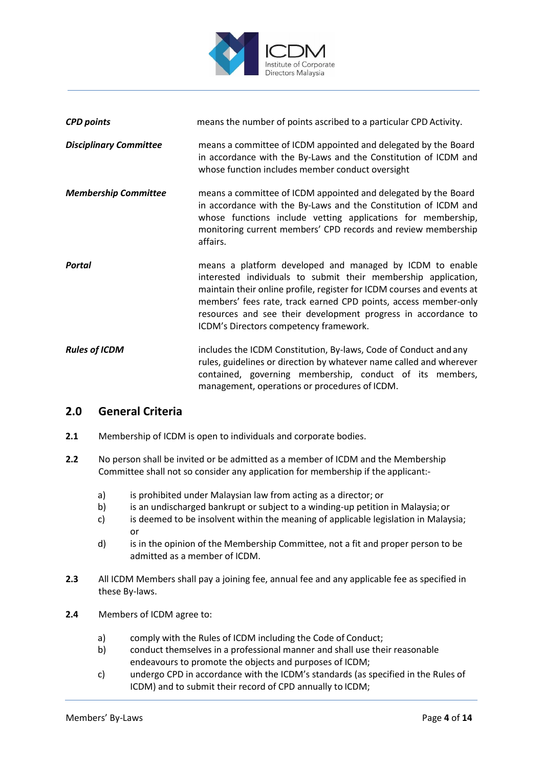| | |
|---|---|
| ***CPD points*** | means the number of points ascribed to a particular CPD Activity. |
| ***Disciplinary Committee*** | means a committee of ICDM appointed and delegated by the Board in accordance with the By-Laws and the Constitution of ICDM and whose function includes member conduct oversight |
| ***Membership Committee*** | means a committee of ICDM appointed and delegated by the Board in accordance with the By-Laws and the Constitution of ICDM and whose functions include vetting applications for membership, monitoring current members' CPD records and review membership affairs. |
| ***Portal*** | means a platform developed and managed by ICDM to enable interested individuals to submit their membership application, maintain their online profile, register for ICDM courses and events at members' fees rate, track earned CPD points, access member-only resources and see their development progress in accordance to ICDM's Directors competency framework. |
| ***Rules of ICDM*** | includes the ICDM Constitution, By-laws, Code of Conduct and any rules, guidelines or direction by whatever name called and wherever contained, governing membership, conduct of its members, management, operations or procedures of ICDM. |

## 2.0 General Criteria

**2.1** Membership of ICDM is open to individuals and corporate bodies.

**2.2** No person shall be invited or be admitted as a member of ICDM and the Membership Committee shall not so consider any application for membership if the applicant:-

a) is prohibited under Malaysian law from acting as a director; or
b) is an undischarged bankrupt or subject to a winding-up petition in Malaysia; or
c) is deemed to be insolvent within the meaning of applicable legislation in Malaysia; or
d) is in the opinion of the Membership Committee, not a fit and proper person to be admitted as a member of ICDM.

**2.3** All ICDM Members shall pay a joining fee, annual fee and any applicable fee as specified in these By-laws.

**2.4** Members of ICDM agree to:

a) comply with the Rules of ICDM including the Code of Conduct;
b) conduct themselves in a professional manner and shall use their reasonable endeavours to promote the objects and purposes of ICDM;
c) undergo CPD in accordance with the ICDM's standards (as specified in the Rules of ICDM) and to submit their record of CPD annually to ICDM;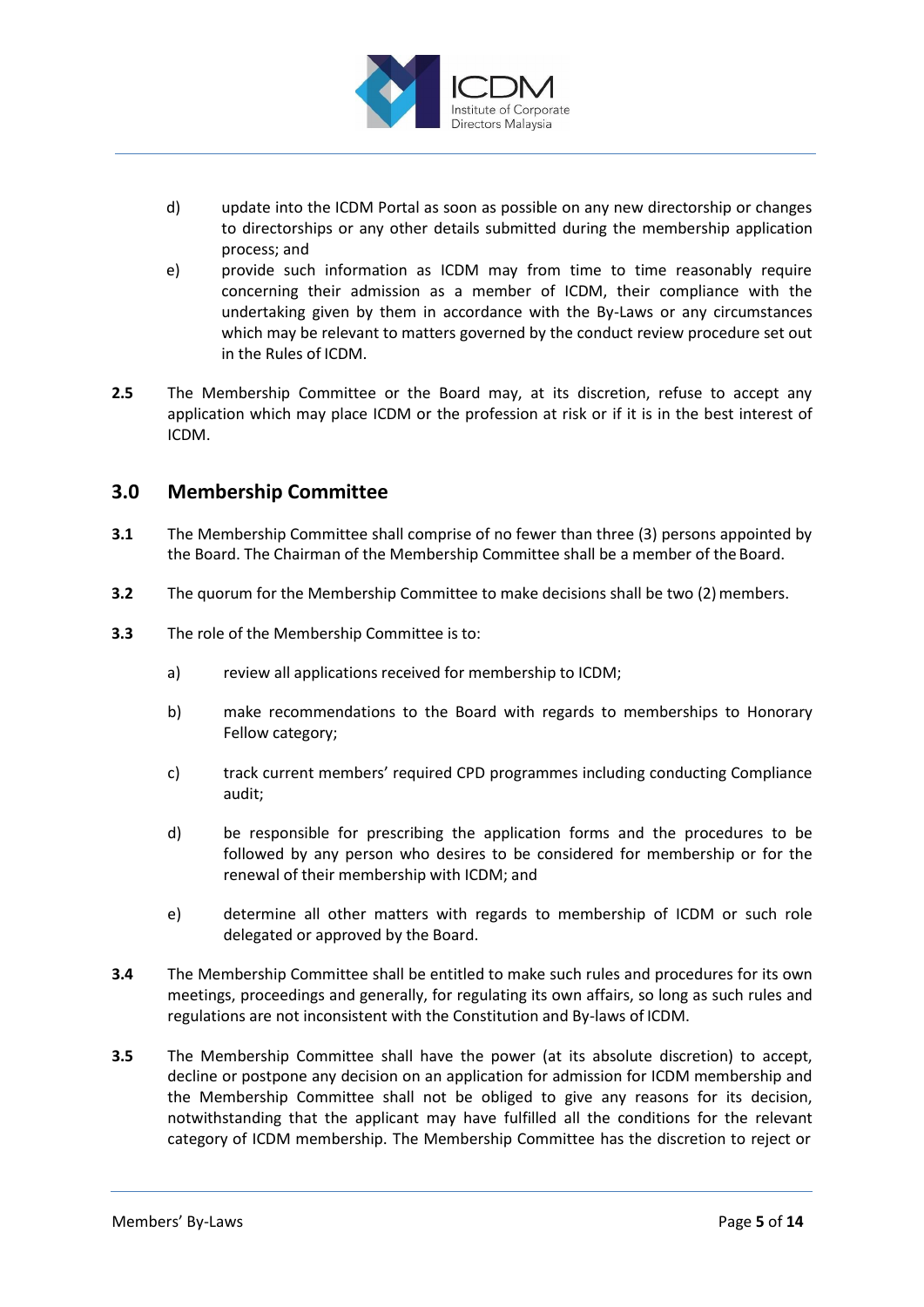d) update into the ICDM Portal as soon as possible on any new directorship or changes to directorships or any other details submitted during the membership application process; and

e) provide such information as ICDM may from time to time reasonably require concerning their admission as a member of ICDM, their compliance with the undertaking given by them in accordance with the By-Laws or any circumstances which may be relevant to matters governed by the conduct review procedure set out in the Rules of ICDM.

**2.5** The Membership Committee or the Board may, at its discretion, refuse to accept any application which may place ICDM or the profession at risk or if it is in the best interest of ICDM.

## 3.0 Membership Committee

**3.1** The Membership Committee shall comprise of no fewer than three (3) persons appointed by the Board. The Chairman of the Membership Committee shall be a member of the Board.

**3.2** The quorum for the Membership Committee to make decisions shall be two (2) members.

**3.3** The role of the Membership Committee is to:

a) review all applications received for membership to ICDM;

b) make recommendations to the Board with regards to memberships to Honorary Fellow category;

c) track current members' required CPD programmes including conducting Compliance audit;

d) be responsible for prescribing the application forms and the procedures to be followed by any person who desires to be considered for membership or for the renewal of their membership with ICDM; and

e) determine all other matters with regards to membership of ICDM or such role delegated or approved by the Board.

**3.4** The Membership Committee shall be entitled to make such rules and procedures for its own meetings, proceedings and generally, for regulating its own affairs, so long as such rules and regulations are not inconsistent with the Constitution and By-laws of ICDM.

**3.5** The Membership Committee shall have the power (at its absolute discretion) to accept, decline or postpone any decision on an application for admission for ICDM membership and the Membership Committee shall not be obliged to give any reasons for its decision, notwithstanding that the applicant may have fulfilled all the conditions for the relevant category of ICDM membership. The Membership Committee has the discretion to reject or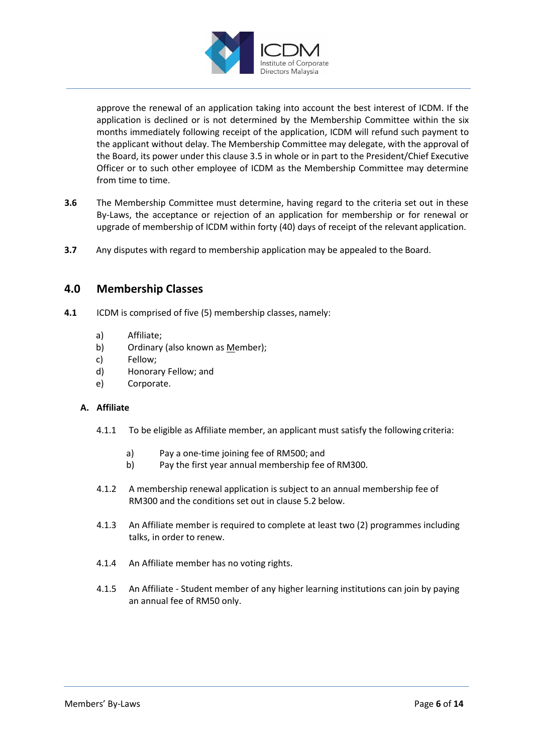approve the renewal of an application taking into account the best interest of ICDM. If the application is declined or is not determined by the Membership Committee within the six months immediately following receipt of the application, ICDM will refund such payment to the applicant without delay. The Membership Committee may delegate, with the approval of the Board, its power under this clause 3.5 in whole or in part to the President/Chief Executive Officer or to such other employee of ICDM as the Membership Committee may determine from time to time.

**3.6** The Membership Committee must determine, having regard to the criteria set out in these By-Laws, the acceptance or rejection of an application for membership or for renewal or upgrade of membership of ICDM within forty (40) days of receipt of the relevant application.

**3.7** Any disputes with regard to membership application may be appealed to the Board.

## 4.0 Membership Classes

**4.1** ICDM is comprised of five (5) membership classes, namely:

a) Affiliate;
b) Ordinary (also known as Member);
c) Fellow;
d) Honorary Fellow; and
e) Corporate.

**A. Affiliate**

4.1.1 To be eligible as Affiliate member, an applicant must satisfy the following criteria:

a) Pay a one-time joining fee of RM500; and
b) Pay the first year annual membership fee of RM300.

4.1.2 A membership renewal application is subject to an annual membership fee of RM300 and the conditions set out in clause 5.2 below.

4.1.3 An Affiliate member is required to complete at least two (2) programmes including talks, in order to renew.

4.1.4 An Affiliate member has no voting rights.

4.1.5 An Affiliate - Student member of any higher learning institutions can join by paying an annual fee of RM50 only.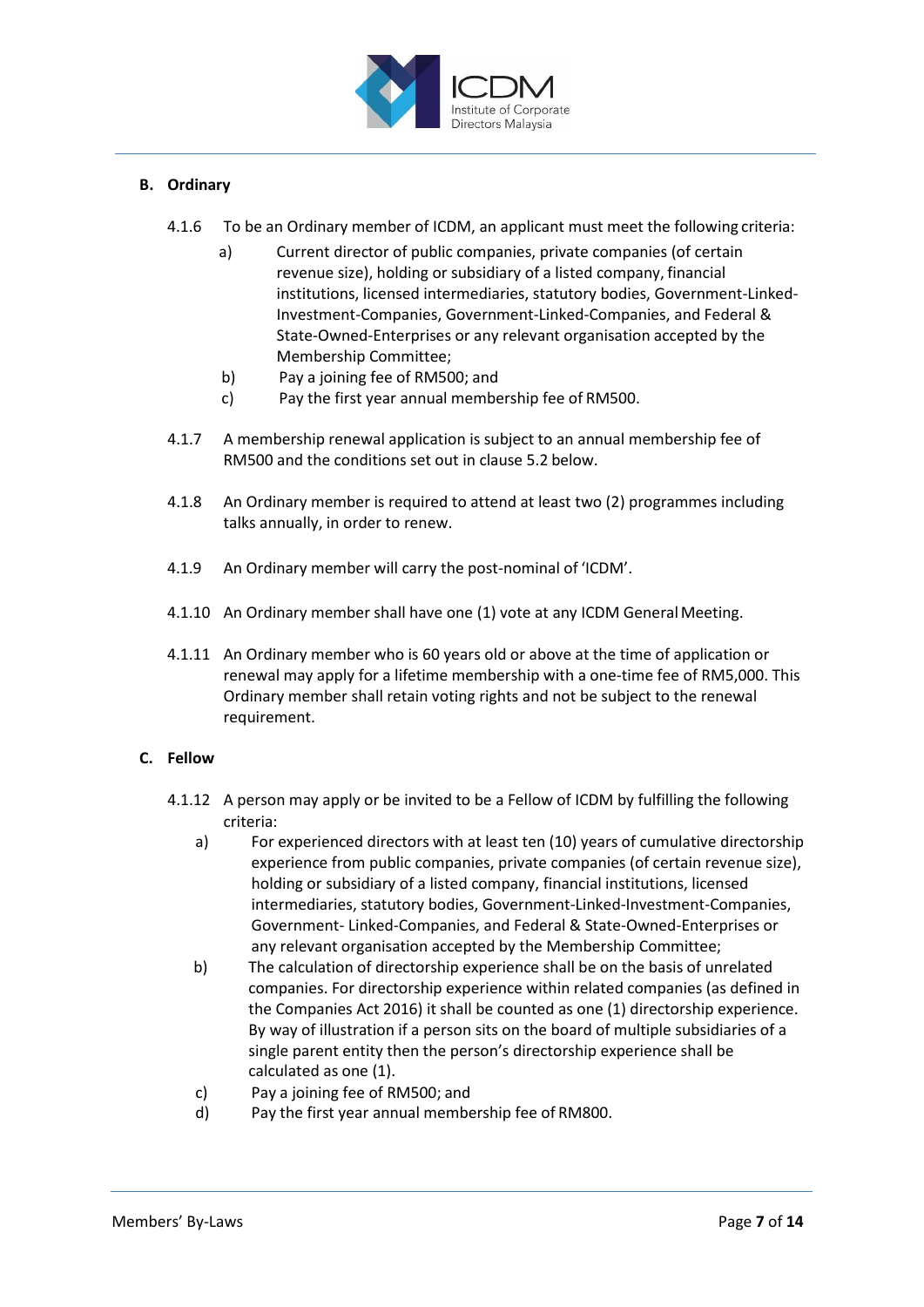### B. Ordinary

4.1.6 To be an Ordinary member of ICDM, an applicant must meet the following criteria:

a) Current director of public companies, private companies (of certain revenue size), holding or subsidiary of a listed company, financial institutions, licensed intermediaries, statutory bodies, Government-Linked-Investment-Companies, Government-Linked-Companies, and Federal & State-Owned-Enterprises or any relevant organisation accepted by the Membership Committee;

b) Pay a joining fee of RM500; and

c) Pay the first year annual membership fee of RM500.

4.1.7 A membership renewal application is subject to an annual membership fee of RM500 and the conditions set out in clause 5.2 below.

4.1.8 An Ordinary member is required to attend at least two (2) programmes including talks annually, in order to renew.

4.1.9 An Ordinary member will carry the post-nominal of 'ICDM'.

4.1.10 An Ordinary member shall have one (1) vote at any ICDM General Meeting.

4.1.11 An Ordinary member who is 60 years old or above at the time of application or renewal may apply for a lifetime membership with a one-time fee of RM5,000. This Ordinary member shall retain voting rights and not be subject to the renewal requirement.

### C. Fellow

4.1.12 A person may apply or be invited to be a Fellow of ICDM by fulfilling the following criteria:

a) For experienced directors with at least ten (10) years of cumulative directorship experience from public companies, private companies (of certain revenue size), holding or subsidiary of a listed company, financial institutions, licensed intermediaries, statutory bodies, Government-Linked-Investment-Companies, Government- Linked-Companies, and Federal & State-Owned-Enterprises or any relevant organisation accepted by the Membership Committee;

b) The calculation of directorship experience shall be on the basis of unrelated companies. For directorship experience within related companies (as defined in the Companies Act 2016) it shall be counted as one (1) directorship experience. By way of illustration if a person sits on the board of multiple subsidiaries of a single parent entity then the person's directorship experience shall be calculated as one (1).

c) Pay a joining fee of RM500; and

d) Pay the first year annual membership fee of RM800.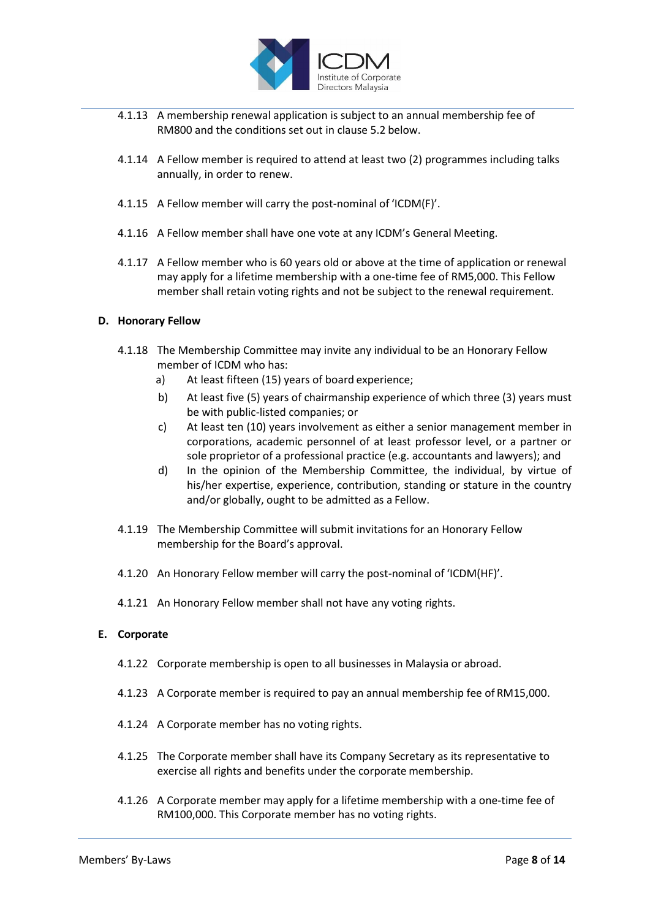4.1.13 A membership renewal application is subject to an annual membership fee of RM800 and the conditions set out in clause 5.2 below.

4.1.14 A Fellow member is required to attend at least two (2) programmes including talks annually, in order to renew.

4.1.15 A Fellow member will carry the post-nominal of 'ICDM(F)'.

4.1.16 A Fellow member shall have one vote at any ICDM's General Meeting.

4.1.17 A Fellow member who is 60 years old or above at the time of application or renewal may apply for a lifetime membership with a one-time fee of RM5,000. This Fellow member shall retain voting rights and not be subject to the renewal requirement.

**D. Honorary Fellow**

4.1.18 The Membership Committee may invite any individual to be an Honorary Fellow member of ICDM who has:

a) At least fifteen (15) years of board experience;

b) At least five (5) years of chairmanship experience of which three (3) years must be with public-listed companies; or

c) At least ten (10) years involvement as either a senior management member in corporations, academic personnel of at least professor level, or a partner or sole proprietor of a professional practice (e.g. accountants and lawyers); and

d) In the opinion of the Membership Committee, the individual, by virtue of his/her expertise, experience, contribution, standing or stature in the country and/or globally, ought to be admitted as a Fellow.

4.1.19 The Membership Committee will submit invitations for an Honorary Fellow membership for the Board's approval.

4.1.20 An Honorary Fellow member will carry the post-nominal of 'ICDM(HF)'.

4.1.21 An Honorary Fellow member shall not have any voting rights.

**E. Corporate**

4.1.22 Corporate membership is open to all businesses in Malaysia or abroad.

4.1.23 A Corporate member is required to pay an annual membership fee of RM15,000.

4.1.24 A Corporate member has no voting rights.

4.1.25 The Corporate member shall have its Company Secretary as its representative to exercise all rights and benefits under the corporate membership.

4.1.26 A Corporate member may apply for a lifetime membership with a one-time fee of RM100,000. This Corporate member has no voting rights.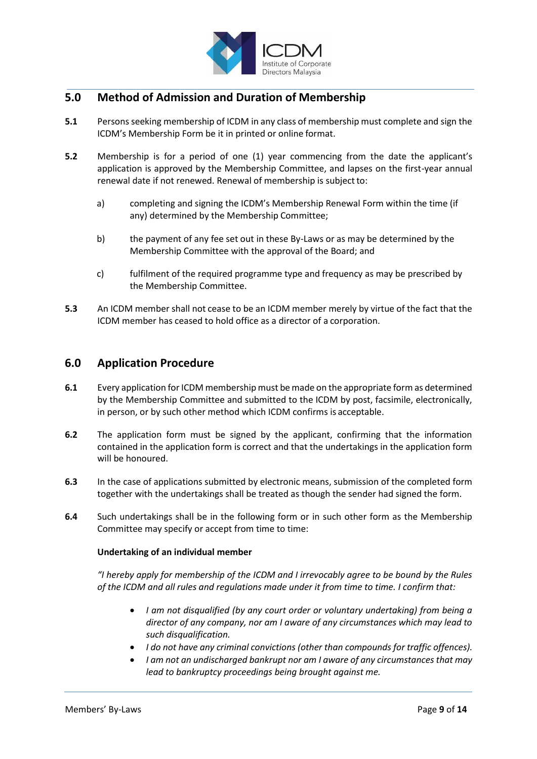## 5.0 Method of Admission and Duration of Membership

**5.1** Persons seeking membership of ICDM in any class of membership must complete and sign the ICDM's Membership Form be it in printed or online format.

**5.2** Membership is for a period of one (1) year commencing from the date the applicant's application is approved by the Membership Committee, and lapses on the first-year annual renewal date if not renewed. Renewal of membership is subject to:

a) completing and signing the ICDM's Membership Renewal Form within the time (if any) determined by the Membership Committee;

b) the payment of any fee set out in these By-Laws or as may be determined by the Membership Committee with the approval of the Board; and

c) fulfilment of the required programme type and frequency as may be prescribed by the Membership Committee.

**5.3** An ICDM member shall not cease to be an ICDM member merely by virtue of the fact that the ICDM member has ceased to hold office as a director of a corporation.

## 6.0 Application Procedure

**6.1** Every application for ICDM membership must be made on the appropriate form as determined by the Membership Committee and submitted to the ICDM by post, facsimile, electronically, in person, or by such other method which ICDM confirms is acceptable.

**6.2** The application form must be signed by the applicant, confirming that the information contained in the application form is correct and that the undertakings in the application form will be honoured.

**6.3** In the case of applications submitted by electronic means, submission of the completed form together with the undertakings shall be treated as though the sender had signed the form.

**6.4** Such undertakings shall be in the following form or in such other form as the Membership Committee may specify or accept from time to time:

**Undertaking of an individual member**

*"I hereby apply for membership of the ICDM and I irrevocably agree to be bound by the Rules of the ICDM and all rules and regulations made under it from time to time. I confirm that:*

- *I am not disqualified (by any court order or voluntary undertaking) from being a director of any company, nor am I aware of any circumstances which may lead to such disqualification.*
- *I do not have any criminal convictions (other than compounds for traffic offences).*
- *I am not an undischarged bankrupt nor am I aware of any circumstances that may lead to bankruptcy proceedings being brought against me.*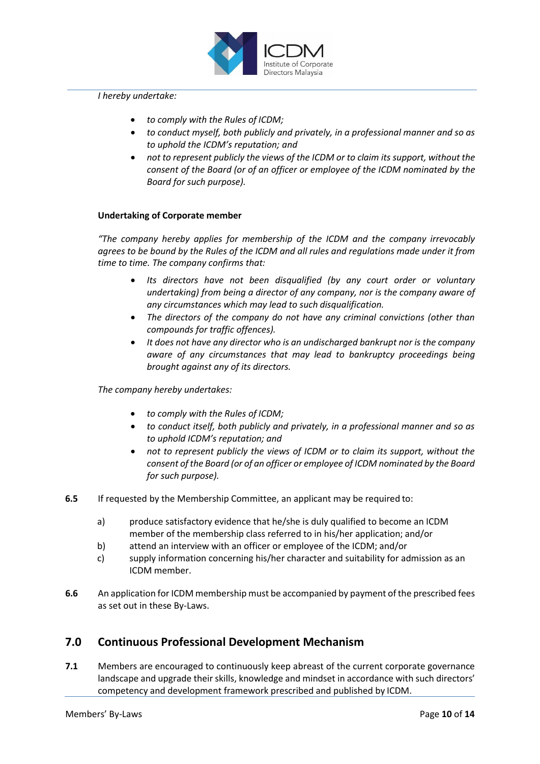*I hereby undertake:*

- *to comply with the Rules of ICDM;*
- *to conduct myself, both publicly and privately, in a professional manner and so as to uphold the ICDM's reputation; and*
- *not to represent publicly the views of the ICDM or to claim its support, without the consent of the Board (or of an officer or employee of the ICDM nominated by the Board for such purpose).*

**Undertaking of Corporate member**

*"The company hereby applies for membership of the ICDM and the company irrevocably agrees to be bound by the Rules of the ICDM and all rules and regulations made under it from time to time. The company confirms that:*

- *Its directors have not been disqualified (by any court order or voluntary undertaking) from being a director of any company, nor is the company aware of any circumstances which may lead to such disqualification.*
- *The directors of the company do not have any criminal convictions (other than compounds for traffic offences).*
- *It does not have any director who is an undischarged bankrupt nor is the company aware of any circumstances that may lead to bankruptcy proceedings being brought against any of its directors.*

*The company hereby undertakes:*

- *to comply with the Rules of ICDM;*
- *to conduct itself, both publicly and privately, in a professional manner and so as to uphold ICDM's reputation; and*
- *not to represent publicly the views of ICDM or to claim its support, without the consent of the Board (or of an officer or employee of ICDM nominated by the Board for such purpose).*

**6.5** If requested by the Membership Committee, an applicant may be required to:

a) produce satisfactory evidence that he/she is duly qualified to become an ICDM member of the membership class referred to in his/her application; and/or

b) attend an interview with an officer or employee of the ICDM; and/or

c) supply information concerning his/her character and suitability for admission as an ICDM member.

**6.6** An application for ICDM membership must be accompanied by payment of the prescribed fees as set out in these By-Laws.

## 7.0 Continuous Professional Development Mechanism

**7.1** Members are encouraged to continuously keep abreast of the current corporate governance landscape and upgrade their skills, knowledge and mindset in accordance with such directors' competency and development framework prescribed and published by ICDM.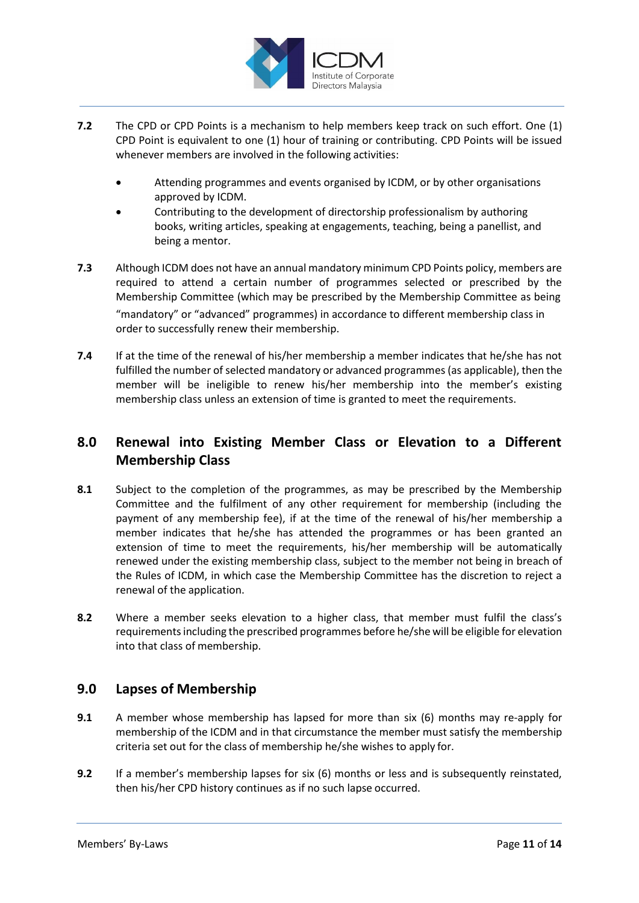**7.2** The CPD or CPD Points is a mechanism to help members keep track on such effort. One (1) CPD Point is equivalent to one (1) hour of training or contributing. CPD Points will be issued whenever members are involved in the following activities:

- Attending programmes and events organised by ICDM, or by other organisations approved by ICDM.
- Contributing to the development of directorship professionalism by authoring books, writing articles, speaking at engagements, teaching, being a panellist, and being a mentor.

**7.3** Although ICDM does not have an annual mandatory minimum CPD Points policy, members are required to attend a certain number of programmes selected or prescribed by the Membership Committee (which may be prescribed by the Membership Committee as being "mandatory" or "advanced" programmes) in accordance to different membership class in order to successfully renew their membership.

**7.4** If at the time of the renewal of his/her membership a member indicates that he/she has not fulfilled the number of selected mandatory or advanced programmes (as applicable), then the member will be ineligible to renew his/her membership into the member's existing membership class unless an extension of time is granted to meet the requirements.

## 8.0 Renewal into Existing Member Class or Elevation to a Different Membership Class

**8.1** Subject to the completion of the programmes, as may be prescribed by the Membership Committee and the fulfilment of any other requirement for membership (including the payment of any membership fee), if at the time of the renewal of his/her membership a member indicates that he/she has attended the programmes or has been granted an extension of time to meet the requirements, his/her membership will be automatically renewed under the existing membership class, subject to the member not being in breach of the Rules of ICDM, in which case the Membership Committee has the discretion to reject a renewal of the application.

**8.2** Where a member seeks elevation to a higher class, that member must fulfil the class's requirements including the prescribed programmes before he/she will be eligible for elevation into that class of membership.

## 9.0 Lapses of Membership

**9.1** A member whose membership has lapsed for more than six (6) months may re-apply for membership of the ICDM and in that circumstance the member must satisfy the membership criteria set out for the class of membership he/she wishes to apply for.

**9.2** If a member's membership lapses for six (6) months or less and is subsequently reinstated, then his/her CPD history continues as if no such lapse occurred.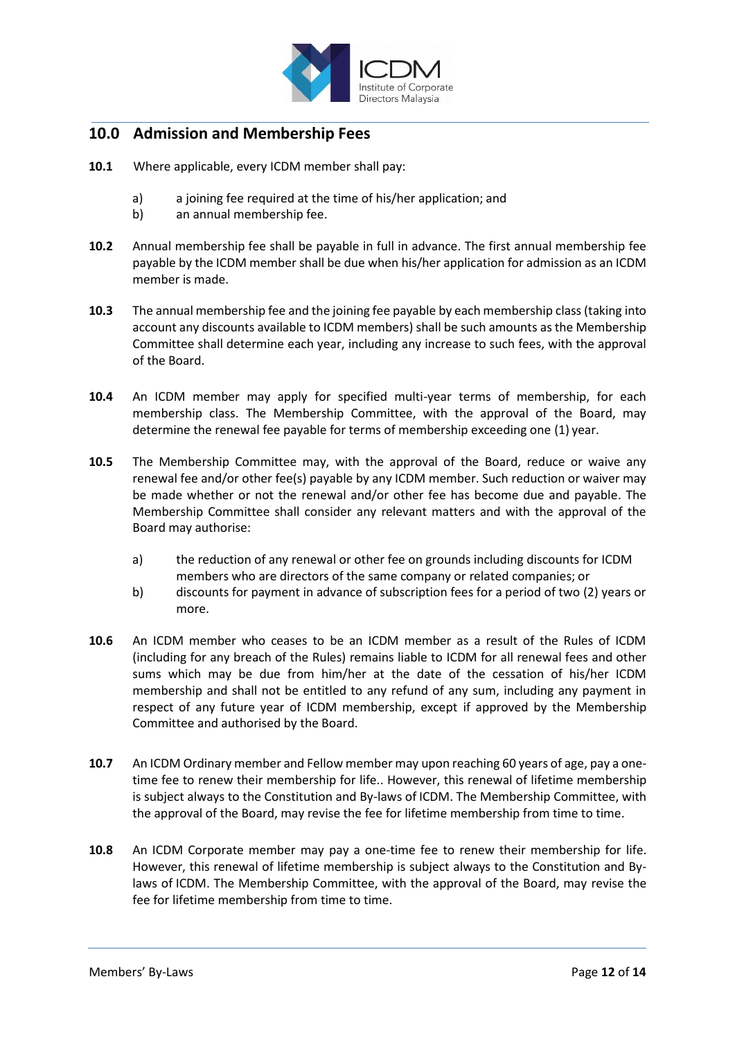## 10.0 Admission and Membership Fees

**10.1** Where applicable, every ICDM member shall pay:

a) a joining fee required at the time of his/her application; and
b) an annual membership fee.

**10.2** Annual membership fee shall be payable in full in advance. The first annual membership fee payable by the ICDM member shall be due when his/her application for admission as an ICDM member is made.

**10.3** The annual membership fee and the joining fee payable by each membership class (taking into account any discounts available to ICDM members) shall be such amounts as the Membership Committee shall determine each year, including any increase to such fees, with the approval of the Board.

**10.4** An ICDM member may apply for specified multi-year terms of membership, for each membership class. The Membership Committee, with the approval of the Board, may determine the renewal fee payable for terms of membership exceeding one (1) year.

**10.5** The Membership Committee may, with the approval of the Board, reduce or waive any renewal fee and/or other fee(s) payable by any ICDM member. Such reduction or waiver may be made whether or not the renewal and/or other fee has become due and payable. The Membership Committee shall consider any relevant matters and with the approval of the Board may authorise:

a) the reduction of any renewal or other fee on grounds including discounts for ICDM members who are directors of the same company or related companies; or
b) discounts for payment in advance of subscription fees for a period of two (2) years or more.

**10.6** An ICDM member who ceases to be an ICDM member as a result of the Rules of ICDM (including for any breach of the Rules) remains liable to ICDM for all renewal fees and other sums which may be due from him/her at the date of the cessation of his/her ICDM membership and shall not be entitled to any refund of any sum, including any payment in respect of any future year of ICDM membership, except if approved by the Membership Committee and authorised by the Board.

**10.7** An ICDM Ordinary member and Fellow member may upon reaching 60 years of age, pay a one-time fee to renew their membership for life.. However, this renewal of lifetime membership is subject always to the Constitution and By-laws of ICDM. The Membership Committee, with the approval of the Board, may revise the fee for lifetime membership from time to time.

**10.8** An ICDM Corporate member may pay a one-time fee to renew their membership for life. However, this renewal of lifetime membership is subject always to the Constitution and By-laws of ICDM. The Membership Committee, with the approval of the Board, may revise the fee for lifetime membership from time to time.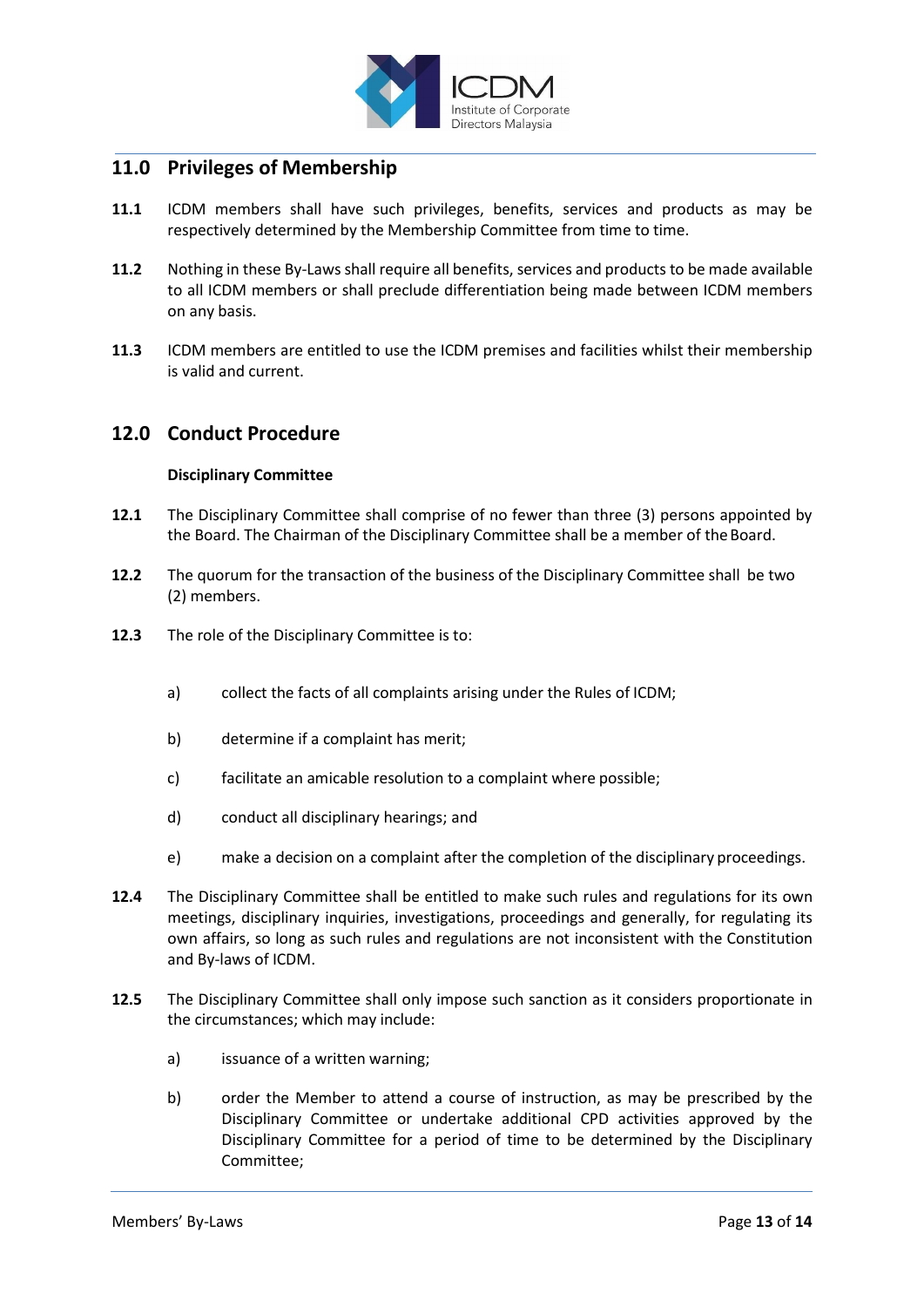## 11.0 Privileges of Membership

**11.1** ICDM members shall have such privileges, benefits, services and products as may be respectively determined by the Membership Committee from time to time.

**11.2** Nothing in these By-Laws shall require all benefits, services and products to be made available to all ICDM members or shall preclude differentiation being made between ICDM members on any basis.

**11.3** ICDM members are entitled to use the ICDM premises and facilities whilst their membership is valid and current.

## 12.0 Conduct Procedure

**Disciplinary Committee**

**12.1** The Disciplinary Committee shall comprise of no fewer than three (3) persons appointed by the Board. The Chairman of the Disciplinary Committee shall be a member of the Board.

**12.2** The quorum for the transaction of the business of the Disciplinary Committee shall be two (2) members.

**12.3** The role of the Disciplinary Committee is to:

a) collect the facts of all complaints arising under the Rules of ICDM;

b) determine if a complaint has merit;

c) facilitate an amicable resolution to a complaint where possible;

d) conduct all disciplinary hearings; and

e) make a decision on a complaint after the completion of the disciplinary proceedings.

**12.4** The Disciplinary Committee shall be entitled to make such rules and regulations for its own meetings, disciplinary inquiries, investigations, proceedings and generally, for regulating its own affairs, so long as such rules and regulations are not inconsistent with the Constitution and By-laws of ICDM.

**12.5** The Disciplinary Committee shall only impose such sanction as it considers proportionate in the circumstances; which may include:

a) issuance of a written warning;

b) order the Member to attend a course of instruction, as may be prescribed by the Disciplinary Committee or undertake additional CPD activities approved by the Disciplinary Committee for a period of time to be determined by the Disciplinary Committee;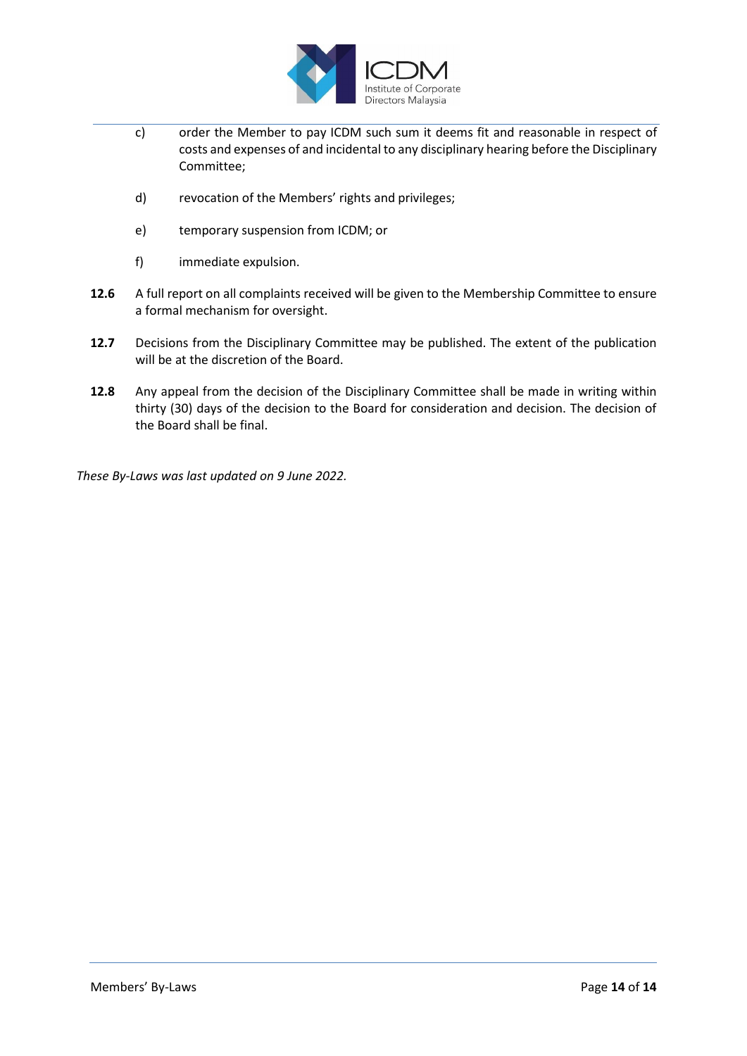c) order the Member to pay ICDM such sum it deems fit and reasonable in respect of costs and expenses of and incidental to any disciplinary hearing before the Disciplinary Committee;

d) revocation of the Members' rights and privileges;

e) temporary suspension from ICDM; or

f) immediate expulsion.

**12.6** A full report on all complaints received will be given to the Membership Committee to ensure a formal mechanism for oversight.

**12.7** Decisions from the Disciplinary Committee may be published. The extent of the publication will be at the discretion of the Board.

**12.8** Any appeal from the decision of the Disciplinary Committee shall be made in writing within thirty (30) days of the decision to the Board for consideration and decision. The decision of the Board shall be final.

*These By-Laws was last updated on 9 June 2022.*